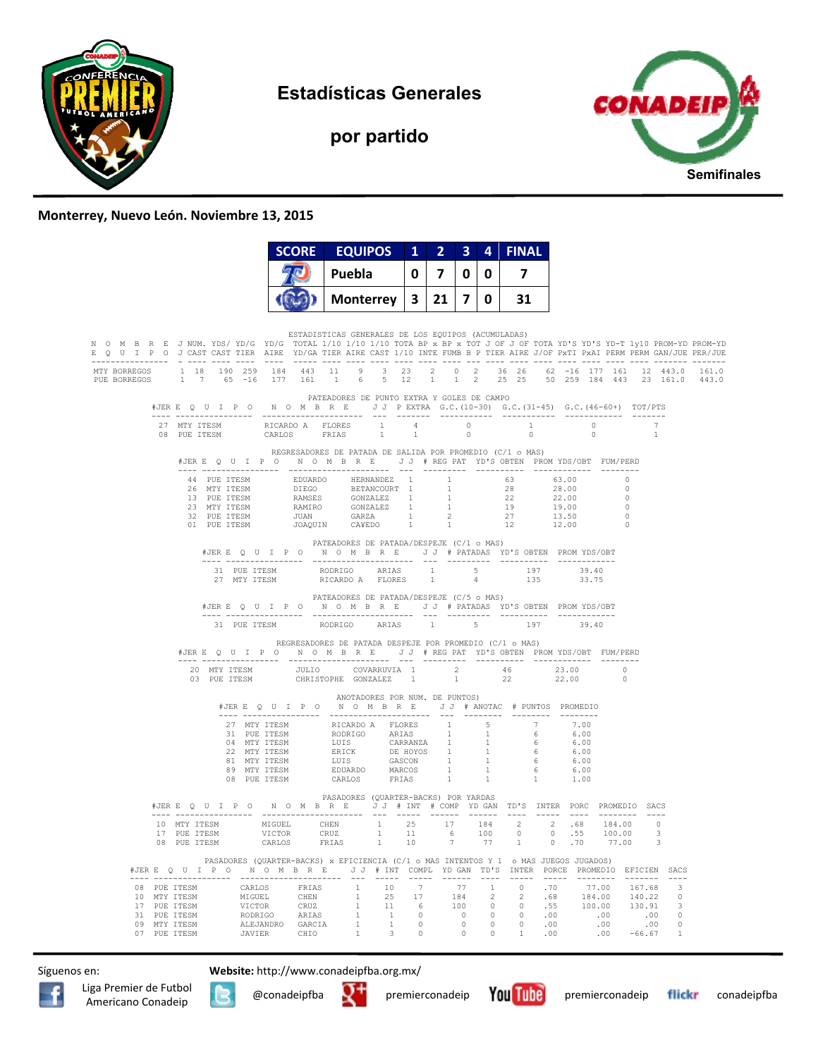# Estadísticas Generales

## por partido

**Semifinales**

**Monterrey, Nuevo León. Noviembre 13, 2015**

| SCORE | EQUIPOS | 1 | 2 | 3 | 4 | FINAL |
|---|---|---|---|---|---|---|
| | Puebla | 0 | 7 | 0 | 0 | 7 |
| | Monterrey | 3 | 21 | 7 | 0 | 31 |

ESTADISTICAS GENERALES DE LOS EQUIPOS (ACUMULADAS)

| NOMBRE EQUIPO | J J | NUM. CAST | YDS/ CAST | YD/G TIER | YD/G AIRE | TOTAL YD/GA | 1/10 TIER | 1/10 AIRE | 1/10 CAST | TOTA 1/10 | BP x INTE | BP x FUMB | TOT B P | J OF TIER | J OF AIRE | TOTA J/OF | YD'S PxTI | YD'S PxAI | YD-T PERM | 1y10 PERM | PROM-YD GAN/JUE | PROM-YD PER/JUE |
|---|---|---|---|---|---|---|---|---|---|---|---|---|---|---|---|---|---|---|---|---|---|---|
| MTY BORREGOS | 1 | 18 | 190 | 259 | 184 | 443 | 11 | 9 | 3 | 23 | 2 | 0 | 2 | 36 | 26 | 62 | -16 | 177 | 161 | 12 | 443.0 | 161.0 |
| PUE BORREGOS | 1 | 7 | 65 | -16 | 177 | 161 | 1 | 6 | 5 | 12 | 1 | 1 | 2 | 25 | 25 | 50 | 259 | 184 | 443 | 23 | 161.0 | 443.0 |

PATEADORES DE PUNTO EXTRA Y GOLES DE CAMPO

| #JER | EQUIPO | NOMBRE | | J J | P EXTRA | G.C.(10-30) | G.C.(31-45) | G.C.(46-60+) | TOT/PTS |
|---|---|---|---|---|---|---|---|---|---|
| 27 | MTY ITESM | RICARDO A | FLORES | 1 | 4 | 0 | 1 | 0 | 7 |
| 08 | PUE ITESM | CARLOS | FRIAS | 1 | 1 | 0 | 0 | 0 | 1 |

REGRESADORES DE PATADA DE SALIDA POR PROMEDIO (C/1 o MAS)

| #JER | EQUIPO | NOMBRE | | J J | # REG PAT | YD'S OBTEN | PROM YDS/OBT | FUM/PERD |
|---|---|---|---|---|---|---|---|---|
| 44 | PUE ITESM | EDUARDO | HERNANDEZ | 1 | 1 | 63 | 63.00 | 0 |
| 26 | MTY ITESM | DIEGO | BETANCOURT | 1 | 1 | 28 | 28.00 | 0 |
| 13 | PUE ITESM | RAMSES | GONZALEZ | 1 | 1 | 22 | 22.00 | 0 |
| 23 | MTY ITESM | RAMIRO | GONZALEZ | 1 | 1 | 19 | 19.00 | 0 |
| 32 | PUE ITESM | JUAN | GARZA | 1 | 2 | 27 | 13.50 | 0 |
| 01 | PUE ITESM | JOAQUIN | CAÑEDO | 1 | 1 | 12 | 12.00 | 0 |

PATEADORES DE PATADA/DESPEJE (C/1 o MAS)

| #JER | EQUIPO | NOMBRE | | J J | # PATADAS | YD'S OBTEN | PROM YDS/OBT |
|---|---|---|---|---|---|---|---|
| 31 | PUE ITESM | RODRIGO | ARIAS | 1 | 5 | 197 | 39.40 |
| 27 | MTY ITESM | RICARDO A | FLORES | 1 | 4 | 135 | 33.75 |

PATEADORES DE PATADA/DESPEJE (C/5 o MAS)

| #JER | EQUIPO | NOMBRE | | J J | # PATADAS | YD'S OBTEN | PROM YDS/OBT |
|---|---|---|---|---|---|---|---|
| 31 | PUE ITESM | RODRIGO | ARIAS | 1 | 5 | 197 | 39.40 |

REGRESADORES DE PATADA DESPEJE POR PROMEDIO (C/1 o MAS)

| #JER | EQUIPO | NOMBRE | | J J | # REG PAT | YD'S OBTEN | PROM YDS/OBT | FUM/PERD |
|---|---|---|---|---|---|---|---|---|
| 20 | MTY ITESM | JULIO | COVARRUVIA | 1 | 2 | 46 | 23.00 | 0 |
| 03 | PUE ITESM | CHRISTOPHE | GONZALEZ | 1 | 1 | 22 | 22.00 | 0 |

ANOTADORES POR NUM. DE PUNTOS)

| #JER | EQUIPO | NOMBRE | | J J | # ANOTAC | # PUNTOS | PROMEDIO |
|---|---|---|---|---|---|---|---|
| 27 | MTY ITESM | RICARDO A | FLORES | 1 | 5 | 7 | 7.00 |
| 31 | PUE ITESM | RODRIGO | ARIAS | 1 | 1 | 6 | 6.00 |
| 04 | MTY ITESM | LUIS | CARRANZA | 1 | 1 | 6 | 6.00 |
| 22 | MTY ITESM | ERICK | DE HOYOS | 1 | 1 | 6 | 6.00 |
| 81 | MTY ITESM | LUIS | GASCON | 1 | 1 | 6 | 6.00 |
| 89 | MTY ITESM | EDUARDO | MARCOS | 1 | 1 | 6 | 6.00 |
| 08 | PUE ITESM | CARLOS | FRIAS | 1 | 1 | 1 | 1.00 |

PASADORES (QUARTER-BACKS) POR YARDAS

| #JER | EQUIPO | NOMBRE | | J J | # INT | # COMP | YD GAN | TD'S | INTER | PORC | PROMEDIO | SACS |
|---|---|---|---|---|---|---|---|---|---|---|---|---|
| 10 | MTY ITESM | MIGUEL | CHEN | 1 | 25 | 17 | 184 | 2 | 2 | .68 | 184.00 | 0 |
| 17 | PUE ITESM | VICTOR | CRUZ | 1 | 11 | 6 | 100 | 0 | 0 | .55 | 100.00 | 3 |
| 08 | PUE ITESM | CARLOS | FRIAS | 1 | 10 | 7 | 77 | 1 | 0 | .70 | 77.00 | 3 |

PASADORES (QUARTER-BACKS) x EFICIENCIA (C/1 o MAS INTENTOS Y 1 o MAS JUEGOS JUGADOS)

| #JER | EQUIPO | NOMBRE | | J J | # INT | COMPL | YD GAN | TD'S | INTER | PORCE | PROMEDIO | EFICIEN | SACS |
|---|---|---|---|---|---|---|---|---|---|---|---|---|---|
| 08 | PUE ITESM | CARLOS | FRIAS | 1 | 10 | 7 | 77 | 1 | 0 | .70 | 77.00 | 167.68 | 3 |
| 10 | MTY ITESM | MIGUEL | CHEN | 1 | 25 | 17 | 184 | 2 | 2 | .68 | 184.00 | 140.22 | 0 |
| 17 | PUE ITESM | VICTOR | CRUZ | 1 | 11 | 6 | 100 | 0 | 0 | .55 | 100.00 | 130.91 | 3 |
| 31 | PUE ITESM | RODRIGO | ARIAS | 1 | 1 | 0 | 0 | 0 | 0 | .00 | .00 | .00 | 0 |
| 09 | MTY ITESM | ALEJANDRO | GARCIA | 1 | 1 | 0 | 0 | 0 | 0 | .00 | .00 | .00 | 0 |
| 07 | PUE ITESM | JAVIER | CHIO | 1 | 3 | 0 | 0 | 0 | 1 | .00 | .00 | -66.67 | 1 |

Síguenos en: Liga Premier de Futbol Americano Conadeip | @conadeipfba | premierconadeip | premierconadeip | conadeipfba

**Website:** http://www.conadeipfba.org.mx/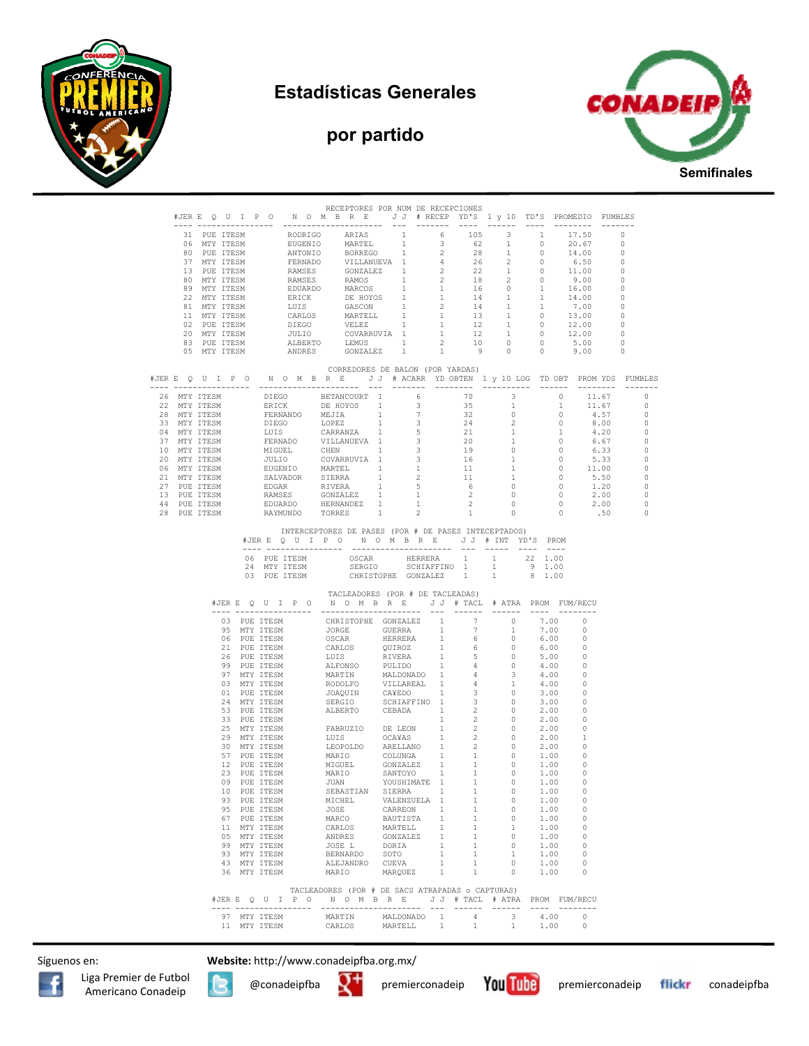# Estadísticas Generales

## por partido

**Semifinales**

RECEPTORES POR NUM DE RECEPCIONES

| #JER | E Q U I P O | N O M B R E | | J J | # RECEP | YD'S | 1 y 10 | TD'S | PROMEDIO | FUMBLES |
|---|---|---|---|---|---|---|---|---|---|---|
| 31 | PUE ITESM | RODRIGO | ARIAS | 1 | 6 | 105 | 3 | 1 | 17.50 | 0 |
| 06 | MTY ITESM | EUGENIO | MARTEL | 1 | 3 | 62 | 1 | 0 | 20.67 | 0 |
| 80 | PUE ITESM | ANTONIO | BORREGO | 1 | 2 | 28 | 1 | 0 | 14.00 | 0 |
| 37 | MTY ITESM | FERNADO | VILLANUEVA | 1 | 4 | 26 | 2 | 0 | 6.50 | 0 |
| 13 | PUE ITESM | RAMSES | GONZALEZ | 1 | 2 | 22 | 1 | 0 | 11.00 | 0 |
| 80 | MTY ITESM | RAMSES | RAMOS | 1 | 2 | 18 | 2 | 0 | 9.00 | 0 |
| 89 | MTY ITESM | EDUARDO | MARCOS | 1 | 1 | 16 | 0 | 1 | 16.00 | 0 |
| 22 | MTY ITESM | ERICK | DE HOYOS | 1 | 1 | 14 | 1 | 1 | 14.00 | 0 |
| 81 | MTY ITESM | LUIS | GASCON | 1 | 2 | 14 | 1 | 1 | 7.00 | 0 |
| 11 | MTY ITESM | CARLOS | MARTELL | 1 | 1 | 13 | 1 | 0 | 13.00 | 0 |
| 02 | PUE ITESM | DIEGO | VELEZ | 1 | 1 | 12 | 1 | 0 | 12.00 | 0 |
| 20 | MTY ITESM | JULIO | COVARRUVIA | 1 | 1 | 12 | 1 | 0 | 12.00 | 0 |
| 83 | PUE ITESM | ALBERTO | LEMUS | 1 | 2 | 10 | 0 | 0 | 5.00 | 0 |
| 05 | MTY ITESM | ANDRES | GONZALEZ | 1 | 1 | 9 | 0 | 0 | 9.00 | 0 |

CORREDORES DE BALON (POR YARDAS)

| #JER | E Q U I P O | N O M B R E | | J J | # ACARR | YD OBTEN | 1 y 10 LOG | TD OBT | PROM YDS | FUMBLES |
|---|---|---|---|---|---|---|---|---|---|---|
| 26 | MTY ITESM | DIEGO | BETANCOURT | 1 | 6 | 70 | 3 | 0 | 11.67 | 0 |
| 22 | MTY ITESM | ERICK | DE HOYOS | 1 | 3 | 35 | 1 | 1 | 11.67 | 0 |
| 28 | MTY ITESM | FERNANDO | MEJIA | 1 | 7 | 32 | 0 | 0 | 4.57 | 0 |
| 33 | MTY ITESM | DIEGO | LOPEZ | 1 | 3 | 24 | 2 | 0 | 8.00 | 0 |
| 04 | MTY ITESM | LUIS | CARRANZA | 1 | 5 | 21 | 1 | 1 | 4.20 | 0 |
| 37 | MTY ITESM | FERNADO | VILLANUEVA | 1 | 3 | 20 | 1 | 0 | 6.67 | 0 |
| 10 | MTY ITESM | MIGUEL | CHEN | 1 | 3 | 19 | 0 | 0 | 6.33 | 0 |
| 20 | MTY ITESM | JULIO | COVARRUVIA | 1 | 3 | 16 | 1 | 0 | 5.33 | 0 |
| 06 | MTY ITESM | EUGENIO | MARTEL | 1 | 1 | 11 | 1 | 0 | 11.00 | 0 |
| 21 | MTY ITESM | SALVADOR | SIERRA | 1 | 2 | 11 | 1 | 0 | 5.50 | 0 |
| 27 | PUE ITESM | EDGAR | RIVERA | 1 | 5 | 6 | 0 | 0 | 1.20 | 0 |
| 13 | PUE ITESM | RAMSES | GONZALEZ | 1 | 1 | 2 | 0 | 0 | 2.00 | 0 |
| 44 | PUE ITESM | EDUARDO | HERNANDEZ | 1 | 1 | 2 | 0 | 0 | 2.00 | 0 |
| 28 | PUE ITESM | RAYMUNDO | TORRES | 1 | 2 | 1 | 0 | 0 | .50 | 0 |

INTERCEPTORES DE PASES (POR # DE PASES INTERCEPTADOS)

| #JER | E Q U I P O | N O M B R E | | J J | # INT | YD'S | PROM |
|---|---|---|---|---|---|---|---|
| 06 | PUE ITESM | OSCAR | HERRERA | 1 | 1 | 22 | 1.00 |
| 24 | MTY ITESM | SERGIO | SCHIAFFINO | 1 | 1 | 9 | 1.00 |
| 03 | PUE ITESM | CHRISTOPHE | GONZALEZ | 1 | 1 | 8 | 1.00 |

TACLEADORES (POR # DE TACLEADAS)

| #JER | E Q U I P O | N O M B R E | | J J | # TACL | # ATRA | PROM | FUM/RECU |
|---|---|---|---|---|---|---|---|---|
| 03 | PUE ITESM | CHRISTOPHE | GONZALEZ | 1 | 7 | 0 | 7.00 | 0 |
| 95 | MTY ITESM | JORGE | GUERRA | 1 | 7 | 1 | 7.00 | 0 |
| 06 | PUE ITESM | OSCAR | HERRERA | 1 | 6 | 0 | 6.00 | 0 |
| 21 | PUE ITESM | CARLOS | QUIROZ | 1 | 6 | 0 | 6.00 | 0 |
| 26 | PUE ITESM | LUIS | RIVERA | 1 | 5 | 0 | 5.00 | 0 |
| 99 | PUE ITESM | ALFONSO | PULIDO | 1 | 4 | 0 | 4.00 | 0 |
| 97 | MTY ITESM | MARTIN | MALDONADO | 1 | 4 | 3 | 4.00 | 0 |
| 03 | MTY ITESM | RODOLFO | VILLAREAL | 1 | 4 | 1 | 4.00 | 0 |
| 01 | PUE ITESM | JOAQUIN | CAYEDO | 1 | 3 | 0 | 3.00 | 0 |
| 24 | MTY ITESM | SERGIO | SCHIAFFINO | 1 | 3 | 0 | 3.00 | 0 |
| 53 | PUE ITESM | ALBERTO | CEBADA | 1 | 2 | 0 | 2.00 | 0 |
| 33 | PUE ITESM | | | 1 | 2 | 0 | 2.00 | 0 |
| 25 | MTY ITESM | FABRUZIO | DE LEON | 1 | 2 | 0 | 2.00 | 0 |
| 29 | MTY ITESM | LUIS | OCAYAS | 1 | 2 | 0 | 2.00 | 1 |
| 30 | MTY ITESM | LEOPOLDO | ARELLANO | 1 | 2 | 0 | 2.00 | 0 |
| 57 | PUE ITESM | MARIO | COLUNGA | 1 | 1 | 0 | 1.00 | 0 |
| 12 | PUE ITESM | MIGUEL | GONZALEZ | 1 | 1 | 0 | 1.00 | 0 |
| 23 | PUE ITESM | MARIO | SANTOYO | 1 | 1 | 0 | 1.00 | 0 |
| 09 | PUE ITESM | JUAN | YOUSHIMATE | 1 | 1 | 0 | 1.00 | 0 |
| 10 | PUE ITESM | SEBASTIAN | SIERRA | 1 | 1 | 0 | 1.00 | 0 |
| 93 | PUE ITESM | MICHEL | VALENZUELA | 1 | 1 | 0 | 1.00 | 0 |
| 95 | PUE ITESM | JOSE | CARREON | 1 | 1 | 0 | 1.00 | 0 |
| 67 | PUE ITESM | MARCO | BAUTISTA | 1 | 1 | 0 | 1.00 | 0 |
| 11 | MTY ITESM | CARLOS | MARTELL | 1 | 1 | 1 | 1.00 | 0 |
| 05 | MTY ITESM | ANDRES | GONZALEZ | 1 | 1 | 0 | 1.00 | 0 |
| 99 | MTY ITESM | JOSE L | DORIA | 1 | 1 | 0 | 1.00 | 0 |
| 93 | MTY ITESM | BERNARDO | SOTO | 1 | 1 | 1 | 1.00 | 0 |
| 43 | MTY ITESM | ALEJANDRO | CUEVA | 1 | 1 | 0 | 1.00 | 0 |
| 36 | MTY ITESM | MARIO | MARQUEZ | 1 | 1 | 0 | 1.00 | 0 |

TACLEADORES (POR # DE SACS ATRAPADAS o CAPTURAS)

| #JER | E Q U I P O | N O M B R E | | J J | # TACL | # ATRA | PROM | FUM/RECU |
|---|---|---|---|---|---|---|---|---|
| 97 | MTY ITESM | MARTIN | MALDONADO | 1 | 4 | 3 | 4.00 | 0 |
| 11 | MTY ITESM | CARLOS | MARTELL | 1 | 1 | 1 | 1.00 | 0 |

Síguenos en: Liga Premier de Futbol Americano Conadeip

**Website:** http://www.conadeipfba.org.mx/

@conadeipfba · premierconadeip · premierconadeip · conadeipfba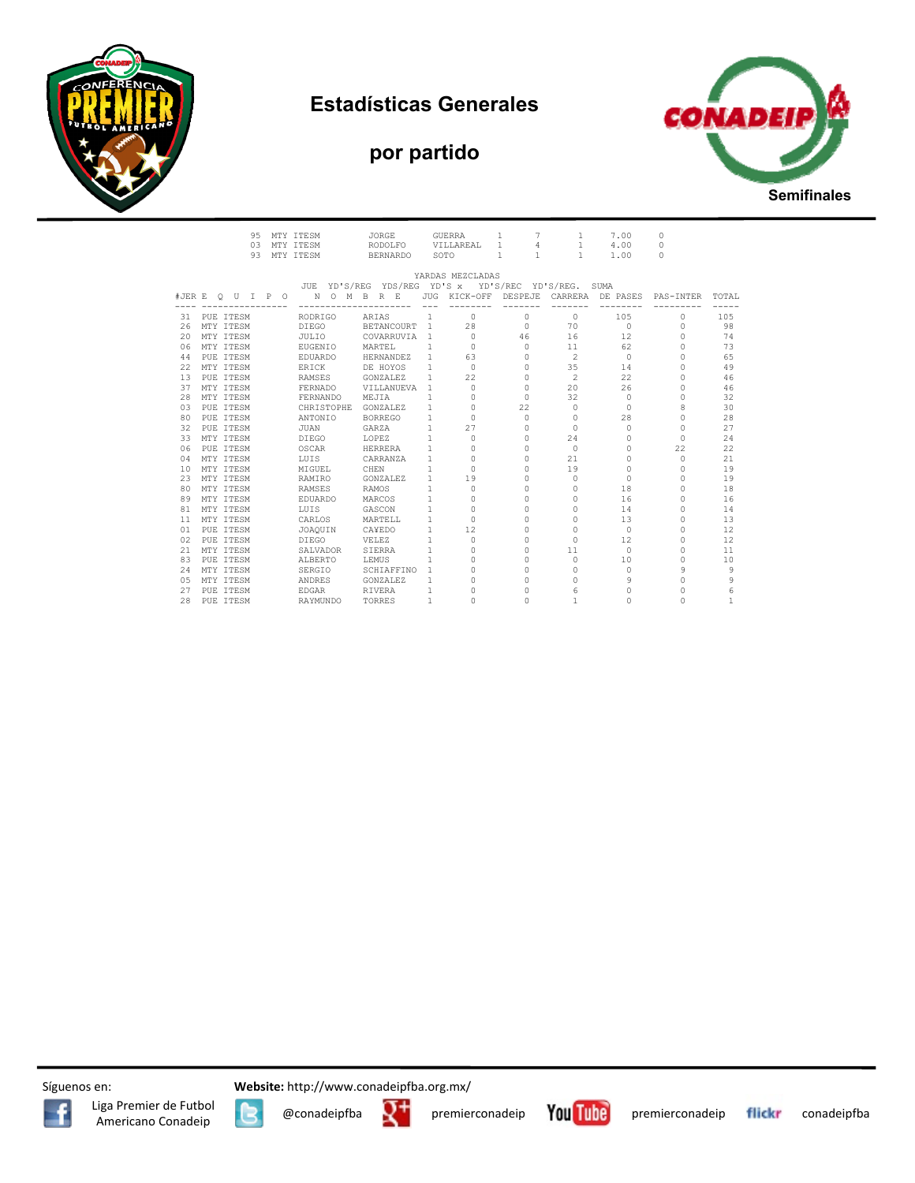# Estadísticas Generales

## por partido

Semifinales

| | | | | | | | |
|---|---|---|---|---|---|---|---|
| 95 | MTY ITESM | JORGE | GUERRA | 1 | 7 | 1 | 7.00 | 0 |
| 03 | MTY ITESM | RODOLFO | VILLAREAL | 1 | 4 | 1 | 4.00 | 0 |
| 93 | MTY ITESM | BERNARDO | SOTO | 1 | 1 | 1 | 1.00 | 0 |

YARDAS MEZCLADAS

| #JER | E Q U I P O | N O M B R E | | JUE JUG | YD'S/REG KICK-OFF | YDS/REG DESPEJE | YD'S x CARRERA | YD'S/REC DE PASES | YD'S/REG. PAS-INTER | SUMA TOTAL |
|---|---|---|---|---|---|---|---|---|---|---|
| 31 | PUE ITESM | RODRIGO | ARIAS | 1 | 0 | 0 | 0 | 105 | 0 | 105 |
| 26 | MTY ITESM | DIEGO | BETANCOURT | 1 | 28 | 0 | 70 | 0 | 0 | 98 |
| 20 | MTY ITESM | JULIO | COVARRUVIA | 1 | 0 | 46 | 16 | 12 | 0 | 74 |
| 06 | MTY ITESM | EUGENIO | MARTEL | 1 | 0 | 0 | 11 | 62 | 0 | 73 |
| 44 | PUE ITESM | EDUARDO | HERNANDEZ | 1 | 63 | 0 | 2 | 0 | 0 | 65 |
| 22 | MTY ITESM | ERICK | DE HOYOS | 1 | 0 | 0 | 35 | 14 | 0 | 49 |
| 13 | PUE ITESM | RAMSES | GONZALEZ | 1 | 22 | 0 | 2 | 22 | 0 | 46 |
| 37 | MTY ITESM | FERNADO | VILLANUEVA | 1 | 0 | 0 | 20 | 26 | 0 | 46 |
| 28 | MTY ITESM | FERNANDO | MEJIA | 1 | 0 | 0 | 32 | 0 | 0 | 32 |
| 03 | PUE ITESM | CHRISTOPHE | GONZALEZ | 1 | 0 | 22 | 0 | 0 | 8 | 30 |
| 80 | PUE ITESM | ANTONIO | BORREGO | 1 | 0 | 0 | 0 | 28 | 0 | 28 |
| 32 | PUE ITESM | JUAN | GARZA | 1 | 27 | 0 | 0 | 0 | 0 | 27 |
| 33 | MTY ITESM | DIEGO | LOPEZ | 1 | 0 | 0 | 24 | 0 | 0 | 24 |
| 06 | PUE ITESM | OSCAR | HERRERA | 1 | 0 | 0 | 0 | 0 | 22 | 22 |
| 04 | MTY ITESM | LUIS | CARRANZA | 1 | 0 | 0 | 21 | 0 | 0 | 21 |
| 10 | MTY ITESM | MIGUEL | CHEN | 1 | 0 | 0 | 19 | 0 | 0 | 19 |
| 23 | MTY ITESM | RAMIRO | GONZALEZ | 1 | 19 | 0 | 0 | 0 | 0 | 19 |
| 80 | MTY ITESM | RAMSES | RAMOS | 1 | 0 | 0 | 0 | 18 | 0 | 18 |
| 89 | MTY ITESM | EDUARDO | MARCOS | 1 | 0 | 0 | 0 | 16 | 0 | 16 |
| 81 | MTY ITESM | LUIS | GASCON | 1 | 0 | 0 | 0 | 14 | 0 | 14 |
| 11 | MTY ITESM | CARLOS | MARTELL | 1 | 0 | 0 | 0 | 13 | 0 | 13 |
| 01 | PUE ITESM | JOAQUIN | CAYEDO | 1 | 12 | 0 | 0 | 0 | 0 | 12 |
| 02 | PUE ITESM | DIEGO | VELEZ | 1 | 0 | 0 | 0 | 12 | 0 | 12 |
| 21 | MTY ITESM | SALVADOR | SIERRA | 1 | 0 | 0 | 11 | 0 | 0 | 11 |
| 83 | PUE ITESM | ALBERTO | LEMUS | 1 | 0 | 0 | 0 | 10 | 0 | 10 |
| 24 | MTY ITESM | SERGIO | SCHIAFFINO | 1 | 0 | 0 | 0 | 0 | 9 | 9 |
| 05 | MTY ITESM | ANDRES | GONZALEZ | 1 | 0 | 0 | 0 | 9 | 0 | 9 |
| 27 | PUE ITESM | EDGAR | RIVERA | 1 | 0 | 0 | 6 | 0 | 0 | 6 |
| 28 | PUE ITESM | RAYMUNDO | TORRES | 1 | 0 | 0 | 1 | 0 | 0 | 1 |

Síguenos en: Liga Premier de Futbol Americano Conadeip | @conadeipfba | premierconadeip | premierconadeip | conadeipfba

**Website:** http://www.conadeipfba.org.mx/